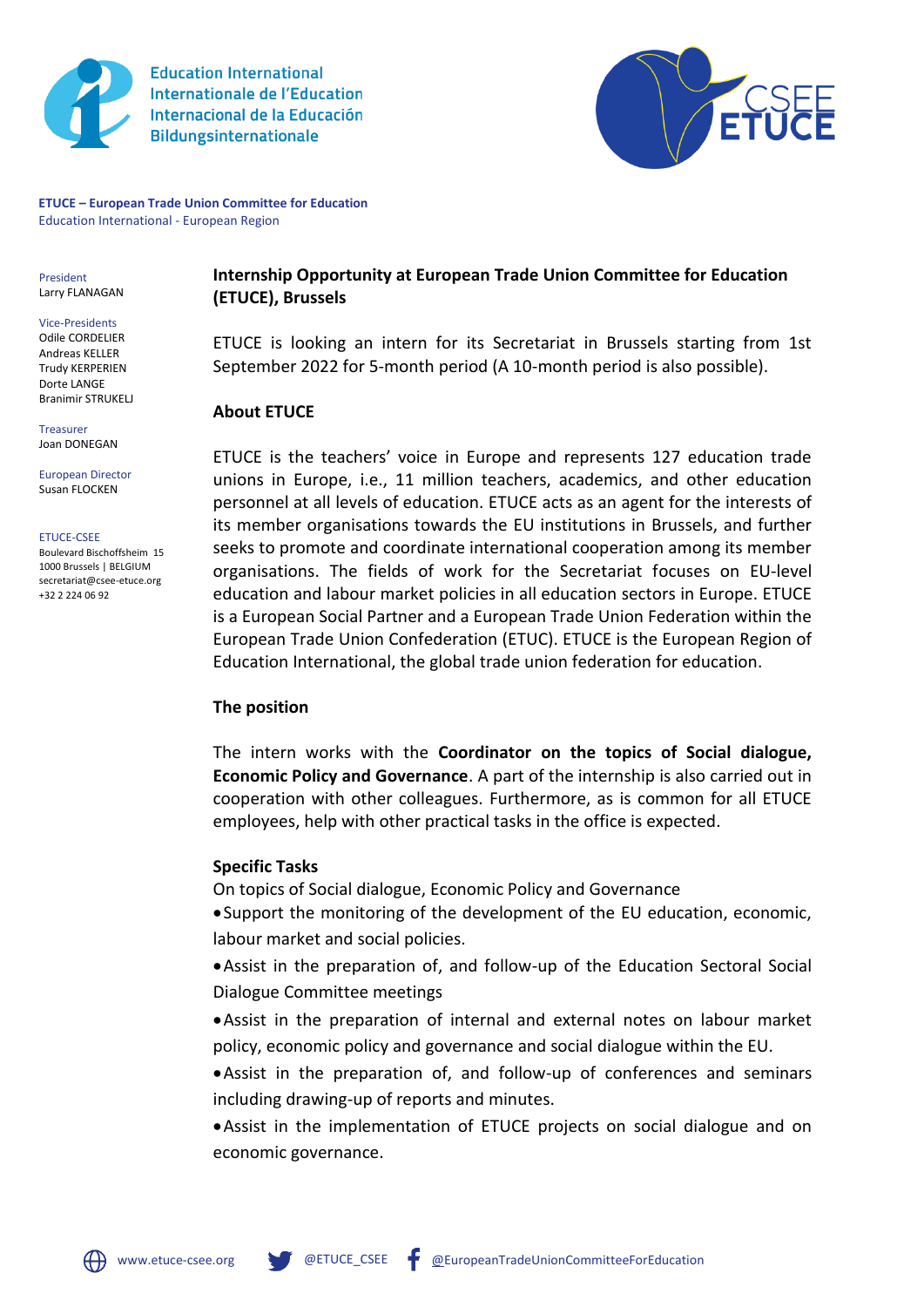Education International
Internationale de l'Education
Internacional de la Educación
Bildungsinternationale

CSEE ETUCE

**ETUCE – European Trade Union Committee for Education**
Education International - European Region

President
Larry FLANAGAN

Vice-Presidents
Odile CORDELIER
Andreas KELLER
Trudy KERPERIEN
Dorte LANGE
Branimir STRUKELJ

Treasurer
Joan DONEGAN

European Director
Susan FLOCKEN

ETUCE-CSEE
Boulevard Bischoffsheim 15
1000 Brussels | BELGIUM
secretariat@csee-etuce.org
+32 2 224 06 92

## Internship Opportunity at European Trade Union Committee for Education (ETUCE), Brussels

ETUCE is looking an intern for its Secretariat in Brussels starting from 1st September 2022 for 5-month period (A 10-month period is also possible).

### About ETUCE

ETUCE is the teachers' voice in Europe and represents 127 education trade unions in Europe, i.e., 11 million teachers, academics, and other education personnel at all levels of education. ETUCE acts as an agent for the interests of its member organisations towards the EU institutions in Brussels, and further seeks to promote and coordinate international cooperation among its member organisations. The fields of work for the Secretariat focuses on EU-level education and labour market policies in all education sectors in Europe. ETUCE is a European Social Partner and a European Trade Union Federation within the European Trade Union Confederation (ETUC). ETUCE is the European Region of Education International, the global trade union federation for education.

### The position

The intern works with the **Coordinator on the topics of Social dialogue, Economic Policy and Governance**. A part of the internship is also carried out in cooperation with other colleagues. Furthermore, as is common for all ETUCE employees, help with other practical tasks in the office is expected.

### Specific Tasks

On topics of Social dialogue, Economic Policy and Governance

- Support the monitoring of the development of the EU education, economic, labour market and social policies.
- Assist in the preparation of, and follow-up of the Education Sectoral Social Dialogue Committee meetings
- Assist in the preparation of internal and external notes on labour market policy, economic policy and governance and social dialogue within the EU.
- Assist in the preparation of, and follow-up of conferences and seminars including drawing-up of reports and minutes.
- Assist in the implementation of ETUCE projects on social dialogue and on economic governance.

www.etuce-csee.org @ETUCE_CSEE @EuropeanTradeUnionCommitteeForEducation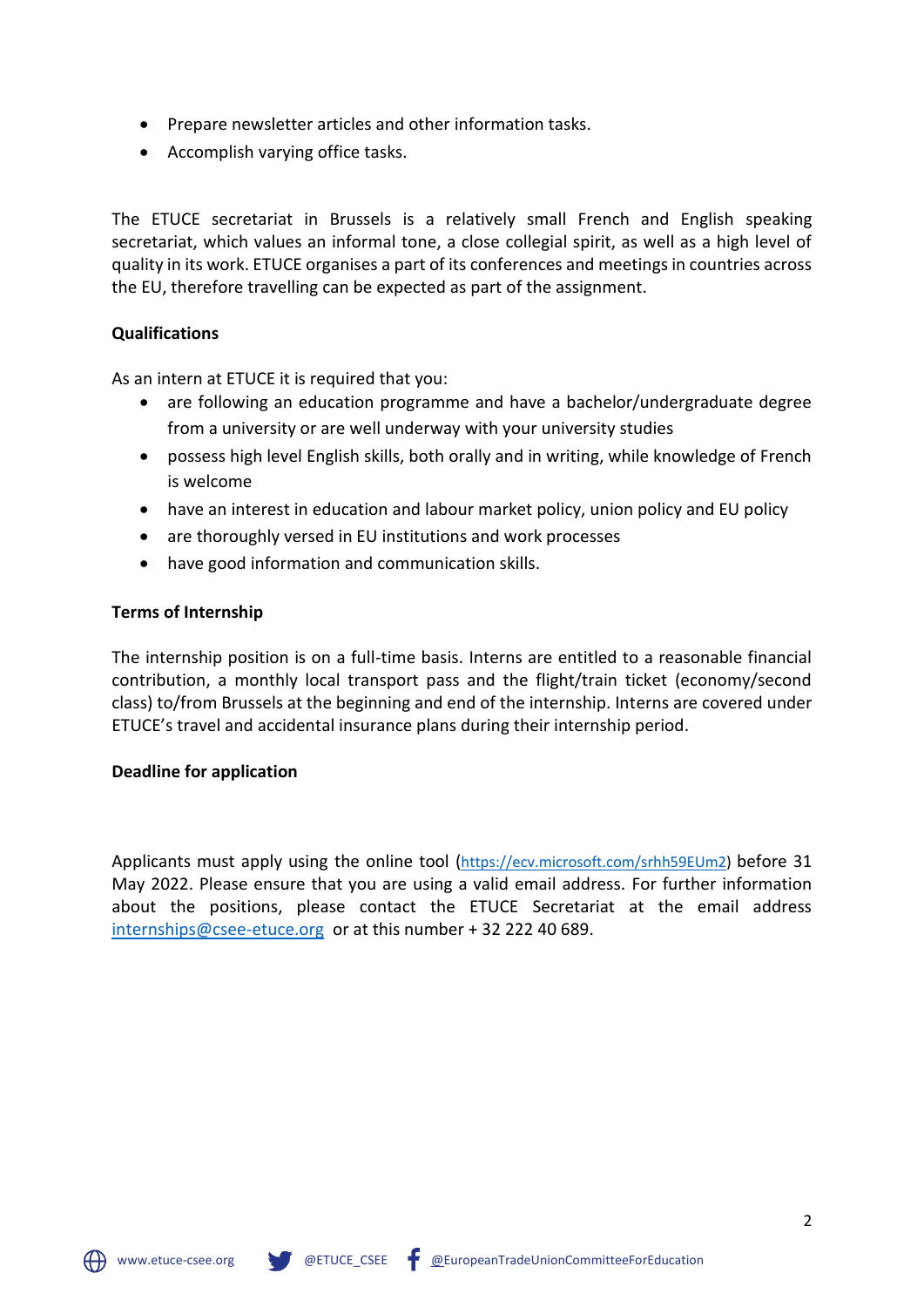- Prepare newsletter articles and other information tasks.
- Accomplish varying office tasks.

The ETUCE secretariat in Brussels is a relatively small French and English speaking secretariat, which values an informal tone, a close collegial spirit, as well as a high level of quality in its work. ETUCE organises a part of its conferences and meetings in countries across the EU, therefore travelling can be expected as part of the assignment.

**Qualifications**

As an intern at ETUCE it is required that you:

- are following an education programme and have a bachelor/undergraduate degree from a university or are well underway with your university studies
- possess high level English skills, both orally and in writing, while knowledge of French is welcome
- have an interest in education and labour market policy, union policy and EU policy
- are thoroughly versed in EU institutions and work processes
- have good information and communication skills.

**Terms of Internship**

The internship position is on a full-time basis. Interns are entitled to a reasonable financial contribution, a monthly local transport pass and the flight/train ticket (economy/second class) to/from Brussels at the beginning and end of the internship. Interns are covered under ETUCE's travel and accidental insurance plans during their internship period.

**Deadline for application**

Applicants must apply using the online tool (https://ecv.microsoft.com/srhh59EUm2) before 31 May 2022. Please ensure that you are using a valid email address. For further information about the positions, please contact the ETUCE Secretariat at the email address internships@csee-etuce.org or at this number + 32 222 40 689.